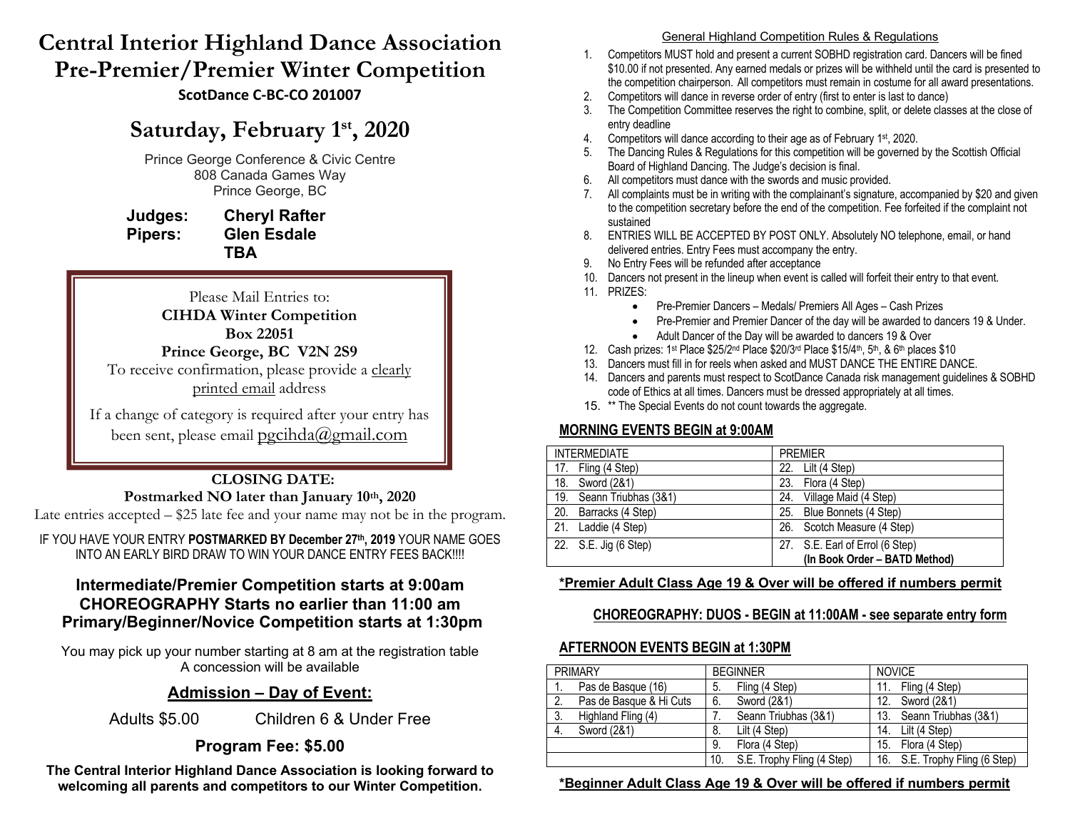# Central Interior Highland Dance Association
# Pre-Premier/Premier Winter Competition

**ScotDance C-BC-CO 201007**

## Saturday, February 1st, 2020

Prince George Conference & Civic Centre
808 Canada Games Way
Prince George, BC

**Judges:** **Cheryl Rafter**
**Pipers:** **Glen Esdale**
**TBA**

Please Mail Entries to:
**CIHDA Winter Competition**
**Box 22051**
**Prince George, BC V2N 2S9**
To receive confirmation, please provide a clearly printed email address

If a change of category is required after your entry has been sent, please email pgcihda@gmail.com

**CLOSING DATE:**
**Postmarked NO later than January 10th, 2020**
Late entries accepted – $25 late fee and your name may not be in the program.

IF YOU HAVE YOUR ENTRY **POSTMARKED BY December 27th, 2019** YOUR NAME GOES INTO AN EARLY BIRD DRAW TO WIN YOUR DANCE ENTRY FEES BACK!!!!

**Intermediate/Premier Competition starts at 9:00am**
**CHOREOGRAPHY Starts no earlier than 11:00 am**
**Primary/Beginner/Novice Competition starts at 1:30pm**

You may pick up your number starting at 8 am at the registration table
A concession will be available

## Admission – Day of Event:

Adults $5.00 Children 6 & Under Free

**Program Fee: $5.00**

**The Central Interior Highland Dance Association is looking forward to welcoming all parents and competitors to our Winter Competition.**

### General Highland Competition Rules & Regulations

1. Competitors MUST hold and present a current SOBHD registration card. Dancers will be fined $10.00 if not presented. Any earned medals or prizes will be withheld until the card is presented to the competition chairperson. All competitors must remain in costume for all award presentations.
2. Competitors will dance in reverse order of entry (first to enter is last to dance)
3. The Competition Committee reserves the right to combine, split, or delete classes at the close of entry deadline
4. Competitors will dance according to their age as of February 1st, 2020.
5. The Dancing Rules & Regulations for this competition will be governed by the Scottish Official Board of Highland Dancing. The Judge's decision is final.
6. All competitors must dance with the swords and music provided.
7. All complaints must be in writing with the complainant's signature, accompanied by $20 and given to the competition secretary before the end of the competition. Fee forfeited if the complaint not sustained
8. ENTRIES WILL BE ACCEPTED BY POST ONLY. Absolutely NO telephone, email, or hand delivered entries. Entry Fees must accompany the entry.
9. No Entry Fees will be refunded after acceptance
10. Dancers not present in the lineup when event is called will forfeit their entry to that event.
11. PRIZES:
    - Pre-Premier Dancers – Medals/ Premiers All Ages – Cash Prizes
    - Pre-Premier and Premier Dancer of the day will be awarded to dancers 19 & Under.
    - Adult Dancer of the Day will be awarded to dancers 19 & Over
12. Cash prizes: 1st Place $25/2nd Place $20/3rd Place $15/4th, 5th, & 6th places $10
13. Dancers must fill in for reels when asked and MUST DANCE THE ENTIRE DANCE.
14. Dancers and parents must respect to ScotDance Canada risk management guidelines & SOBHD code of Ethics at all times. Dancers must be dressed appropriately at all times.
15. ** The Special Events do not count towards the aggregate.

### MORNING EVENTS BEGIN at 9:00AM

| INTERMEDIATE | PREMIER |
|---|---|
| 17. Fling (4 Step) | 22. Lilt (4 Step) |
| 18. Sword (2&1) | 23. Flora (4 Step) |
| 19. Seann Triubhas (3&1) | 24. Village Maid (4 Step) |
| 20. Barracks (4 Step) | 25. Blue Bonnets (4 Step) |
| 21. Laddie (4 Step) | 26. Scotch Measure (4 Step) |
| 22. S.E. Jig (6 Step) | 27. S.E. Earl of Errol (6 Step) **(In Book Order – BATD Method)** |

**\*Premier Adult Class Age 19 & Over will be offered if numbers permit**

**CHOREOGRAPHY: DUOS - BEGIN at 11:00AM - see separate entry form**

### AFTERNOON EVENTS BEGIN at 1:30PM

| PRIMARY | BEGINNER | NOVICE |
|---|---|---|
| 1. Pas de Basque (16) | 5. Fling (4 Step) | 11. Fling (4 Step) |
| 2. Pas de Basque & Hi Cuts | 6. Sword (2&1) | 12. Sword (2&1) |
| 3. Highland Fling (4) | 7. Seann Triubhas (3&1) | 13. Seann Triubhas (3&1) |
| 4. Sword (2&1) | 8. Lilt (4 Step) | 14. Lilt (4 Step) |
| | 9. Flora (4 Step) | 15. Flora (4 Step) |
| | 10. S.E. Trophy Fling (4 Step) | 16. S.E. Trophy Fling (6 Step) |

**\*Beginner Adult Class Age 19 & Over will be offered if numbers permit**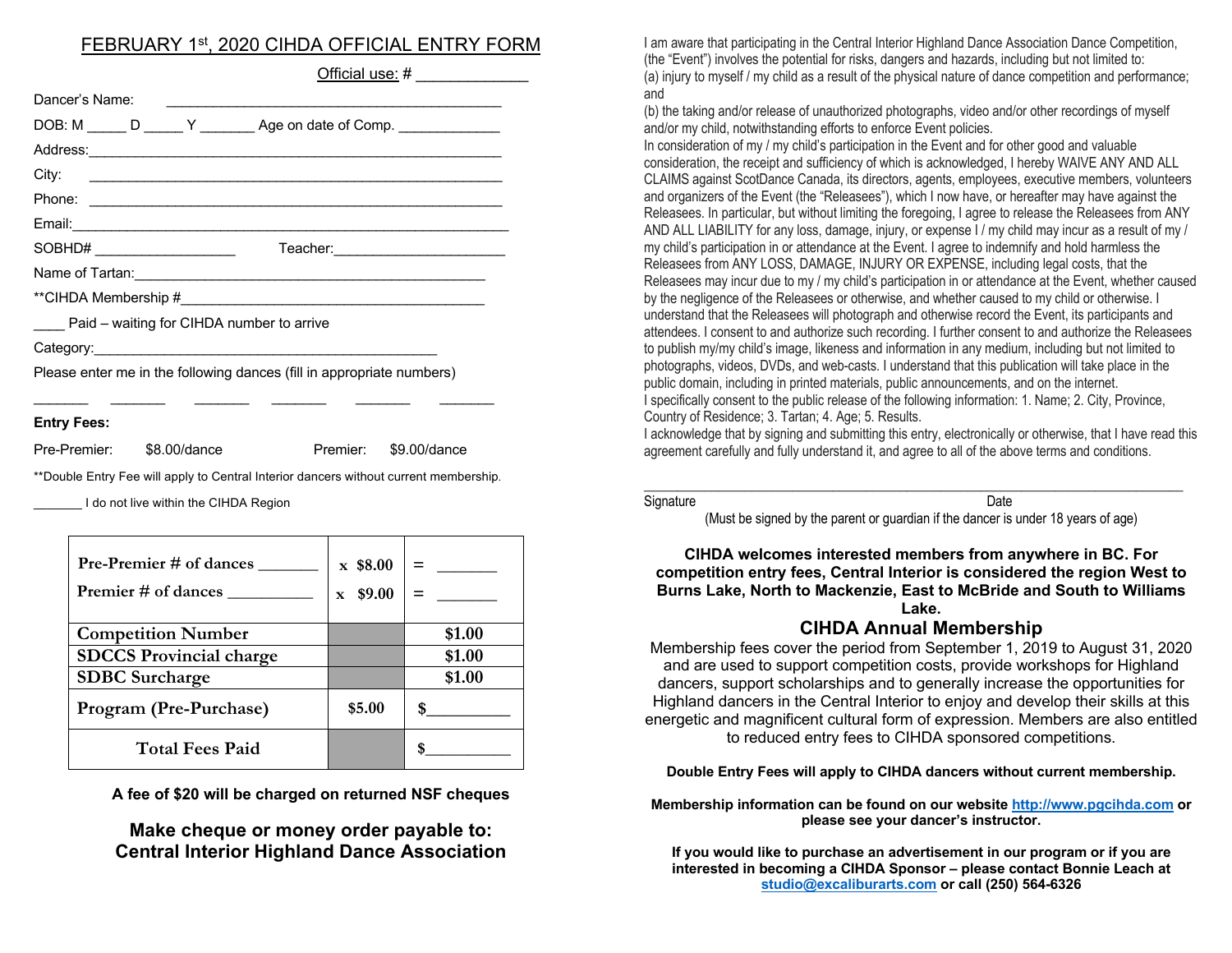# FEBRUARY 1st, 2020 CIHDA OFFICIAL ENTRY FORM

Official use: # _____________

Dancer's Name: ___________________________________________

DOB: M _____ D _____ Y _______ Age on date of Comp. ____________

Address:_______________________________________________________

City: _________________________________________________________

Phone: ________________________________________________________

Email:_________________________________________________________

SOBHD# _________________ Teacher:______________________

Name of Tartan:____________________________________________

**CIHDA Membership #_______________________________________

____ Paid – waiting for CIHDA number to arrive

Category:__________________________________________

Please enter me in the following dances (fill in appropriate numbers)

_______ _______ _______ _______ _______ _______

**Entry Fees:**

Pre-Premier: $8.00/dance Premier: $9.00/dance

**Double Entry Fee will apply to Central Interior dancers without current membership.

_______ I do not live within the CIHDA Region

| | | |
|---|---|---|
| Pre-Premier # of dances _______<br>Premier # of dances __________ | x $8.00<br>x $9.00 | = _______<br>= _______ |
| Competition Number | | $1.00 |
| SDCCS Provincial charge | | $1.00 |
| SDBC Surcharge | | $1.00 |
| Program (Pre-Purchase) | $5.00 | $_________ |
| Total Fees Paid | | $_________ |

**A fee of $20 will be charged on returned NSF cheques**

## Make cheque or money order payable to: Central Interior Highland Dance Association

I am aware that participating in the Central Interior Highland Dance Association Dance Competition, (the "Event") involves the potential for risks, dangers and hazards, including but not limited to:
(a) injury to myself / my child as a result of the physical nature of dance competition and performance; and
(b) the taking and/or release of unauthorized photographs, video and/or other recordings of myself and/or my child, notwithstanding efforts to enforce Event policies.
In consideration of my / my child's participation in the Event and for other good and valuable consideration, the receipt and sufficiency of which is acknowledged, I hereby WAIVE ANY AND ALL CLAIMS against ScotDance Canada, its directors, agents, employees, executive members, volunteers and organizers of the Event (the "Releasees"), which I now have, or hereafter may have against the Releasees. In particular, but without limiting the foregoing, I agree to release the Releasees from ANY AND ALL LIABILITY for any loss, damage, injury, or expense I / my child may incur as a result of my / my child's participation in or attendance at the Event. I agree to indemnify and hold harmless the Releasees from ANY LOSS, DAMAGE, INJURY OR EXPENSE, including legal costs, that the Releasees may incur due to my / my child's participation in or attendance at the Event, whether caused by the negligence of the Releasees or otherwise, and whether caused to my child or otherwise. I understand that the Releasees will photograph and otherwise record the Event, its participants and attendees. I consent to and authorize such recording. I further consent to and authorize the Releasees to publish my/my child's image, likeness and information in any medium, including but not limited to photographs, videos, DVDs, and web-casts. I understand that this publication will take place in the public domain, including in printed materials, public announcements, and on the internet.
I specifically consent to the public release of the following information: 1. Name; 2. City, Province, Country of Residence; 3. Tartan; 4. Age; 5. Results.
I acknowledge that by signing and submitting this entry, electronically or otherwise, that I have read this agreement carefully and fully understand it, and agree to all of the above terms and conditions.

_______________________________________________________________________

Signature Date

(Must be signed by the parent or guardian if the dancer is under 18 years of age)

**CIHDA welcomes interested members from anywhere in BC. For competition entry fees, Central Interior is considered the region West to Burns Lake, North to Mackenzie, East to McBride and South to Williams Lake.**

## CIHDA Annual Membership

Membership fees cover the period from September 1, 2019 to August 31, 2020 and are used to support competition costs, provide workshops for Highland dancers, support scholarships and to generally increase the opportunities for Highland dancers in the Central Interior to enjoy and develop their skills at this energetic and magnificent cultural form of expression. Members are also entitled to reduced entry fees to CIHDA sponsored competitions.

**Double Entry Fees will apply to CIHDA dancers without current membership.**

**Membership information can be found on our website http://www.pgcihda.com or please see your dancer's instructor.**

**If you would like to purchase an advertisement in our program or if you are interested in becoming a CIHDA Sponsor – please contact Bonnie Leach at studio@excaliburarts.com or call (250) 564-6326**